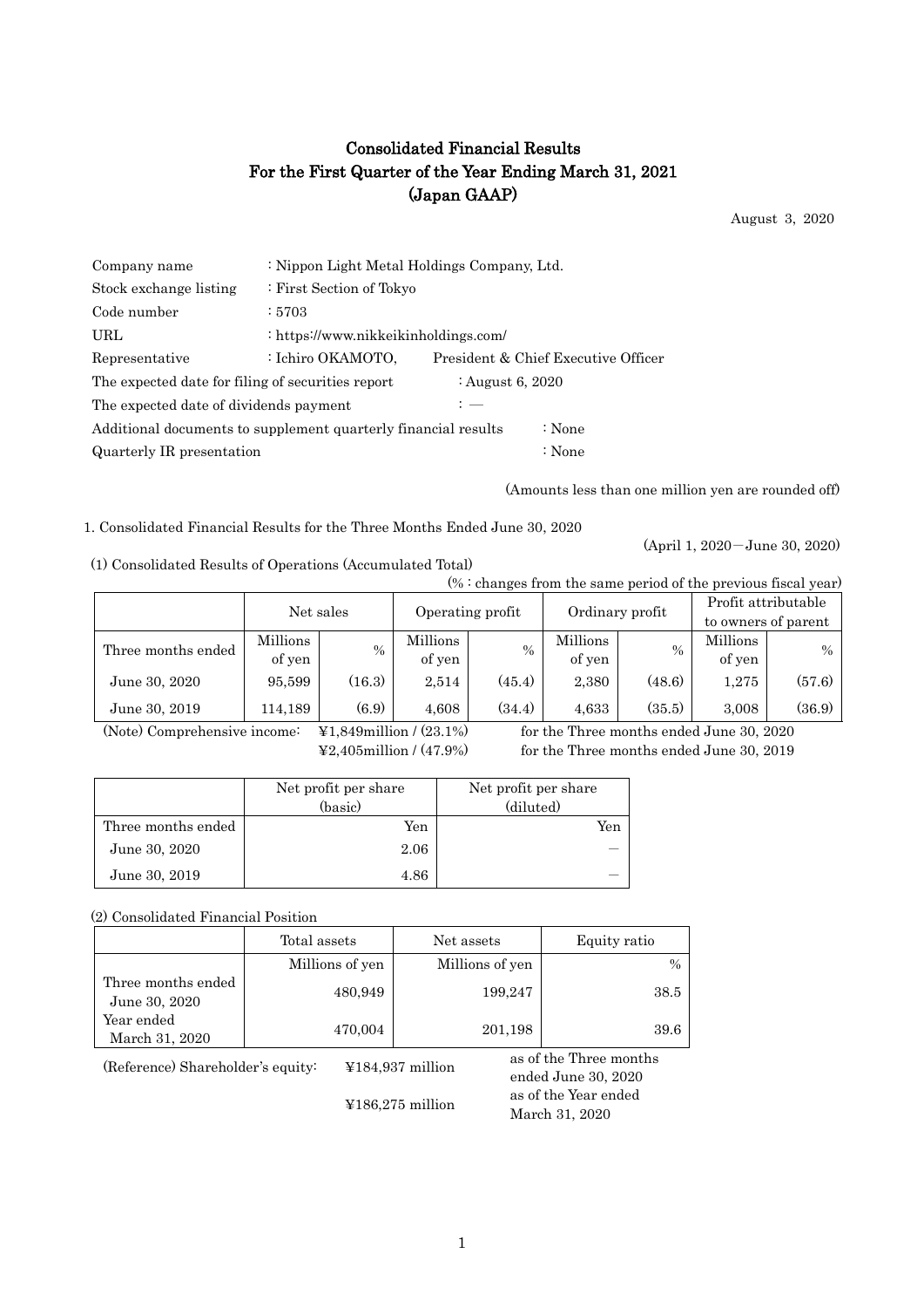# Consolidated Financial Results
# For the First Quarter of the Year Ending March 31, 2021
# (Japan GAAP)

August 3, 2020

| | | |
|---|---|---|
| Company name | : Nippon Light Metal Holdings Company, Ltd. | |
| Stock exchange listing | : First Section of Tokyo | |
| Code number | : 5703 | |
| URL | : https://www.nikkeikinholdings.com/ | |
| Representative | : Ichiro OKAMOTO, | President & Chief Executive Officer |

The expected date for filing of securities report : August 6, 2020

The expected date of dividends payment : —

Additional documents to supplement quarterly financial results : None

Quarterly IR presentation : None

(Amounts less than one million yen are rounded off)

1. Consolidated Financial Results for the Three Months Ended June 30, 2020

(April 1, 2020 — June 30, 2020)

(1) Consolidated Results of Operations (Accumulated Total)

(% : changes from the same period of the previous fiscal year)

| | Net sales | | Operating profit | | Ordinary profit | | Profit attributable to owners of parent | |
|---|---|---|---|---|---|---|---|---|
| Three months ended | Millions of yen | % | Millions of yen | % | Millions of yen | % | Millions of yen | % |
| June 30, 2020 | 95,599 | (16.3) | 2,514 | (45.4) | 2,380 | (48.6) | 1,275 | (57.6) |
| June 30, 2019 | 114,189 | (6.9) | 4,608 | (34.4) | 4,633 | (35.5) | 3,008 | (36.9) |

(Note) Comprehensive income: ¥1,849million / (23.1%) for the Three months ended June 30, 2020
¥2,405million / (47.9%) for the Three months ended June 30, 2019

| | Net profit per share (basic) | Net profit per share (diluted) |
|---|---|---|
| Three months ended | Yen | Yen |
| June 30, 2020 | 2.06 | — |
| June 30, 2019 | 4.86 | — |

(2) Consolidated Financial Position

| | Total assets | Net assets | Equity ratio |
|---|---|---|---|
| | Millions of yen | Millions of yen | % |
| Three months ended June 30, 2020 | 480,949 | 199,247 | 38.5 |
| Year ended March 31, 2020 | 470,004 | 201,198 | 39.6 |

(Reference) Shareholder's equity: ¥184,937 million as of the Three months ended June 30, 2020
¥186,275 million as of the Year ended March 31, 2020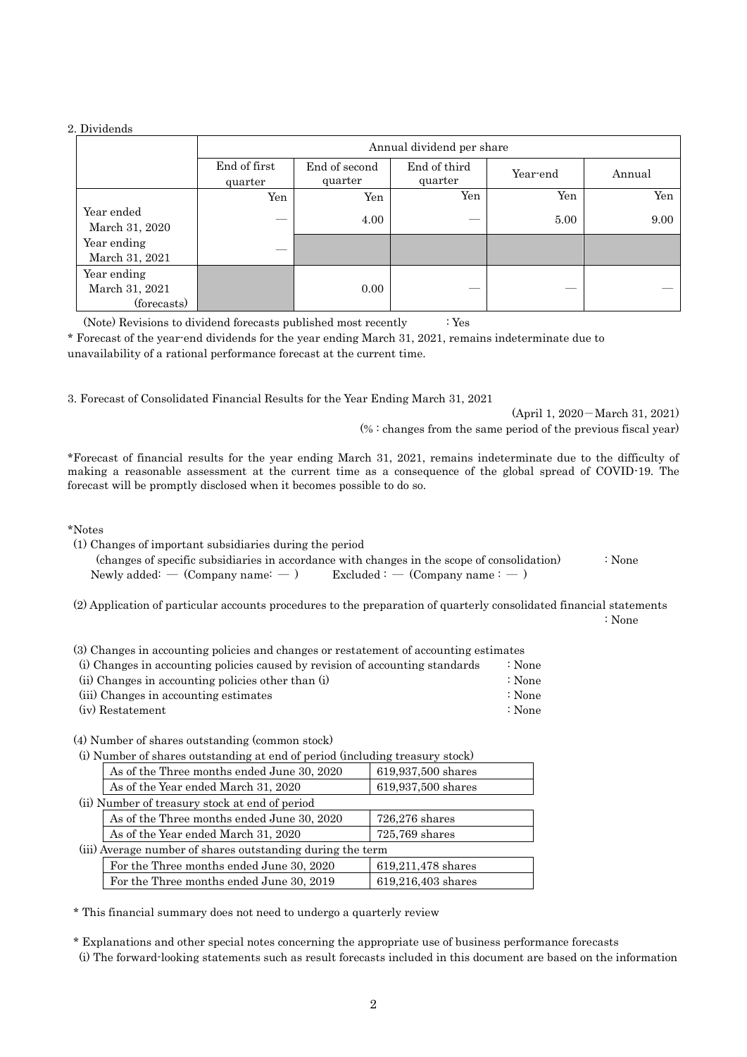2. Dividends

| | Annual dividend per share | | | | |
|---|---|---|---|---|---|
| | End of first quarter | End of second quarter | End of third quarter | Year-end | Annual |
| | Yen | Yen | Yen | Yen | Yen |
| Year ended March 31, 2020 | — | 4.00 | — | 5.00 | 9.00 |
| Year ending March 31, 2021 | — | | | | |
| Year ending March 31, 2021 (forecasts) | | 0.00 | — | — | — |

(Note) Revisions to dividend forecasts published most recently : Yes

* Forecast of the year-end dividends for the year ending March 31, 2021, remains indeterminate due to unavailability of a rational performance forecast at the current time.

3. Forecast of Consolidated Financial Results for the Year Ending March 31, 2021

(April 1, 2020－March 31, 2021)

(% : changes from the same period of the previous fiscal year)

*Forecast of financial results for the year ending March 31, 2021, remains indeterminate due to the difficulty of making a reasonable assessment at the current time as a consequence of the global spread of COVID-19. The forecast will be promptly disclosed when it becomes possible to do so.

*Notes

(1) Changes of important subsidiaries during the period
(changes of specific subsidiaries in accordance with changes in the scope of consolidation) : None
Newly added: — (Company name: — ) Excluded : — (Company name : — )

(2) Application of particular accounts procedures to the preparation of quarterly consolidated financial statements : None

(3) Changes in accounting policies and changes or restatement of accounting estimates
(i) Changes in accounting policies caused by revision of accounting standards : None
(ii) Changes in accounting policies other than (i) : None
(iii) Changes in accounting estimates : None
(iv) Restatement : None

(4) Number of shares outstanding (common stock)

(i) Number of shares outstanding at end of period (including treasury stock)

| | |
|---|---|
| As of the Three months ended June 30, 2020 | 619,937,500 shares |
| As of the Year ended March 31, 2020 | 619,937,500 shares |

(ii) Number of treasury stock at end of period

| | |
|---|---|
| As of the Three months ended June 30, 2020 | 726,276 shares |
| As of the Year ended March 31, 2020 | 725,769 shares |

(iii) Average number of shares outstanding during the term

| | |
|---|---|
| For the Three months ended June 30, 2020 | 619,211,478 shares |
| For the Three months ended June 30, 2019 | 619,216,403 shares |

* This financial summary does not need to undergo a quarterly review

* Explanations and other special notes concerning the appropriate use of business performance forecasts
(i) The forward-looking statements such as result forecasts included in this document are based on the information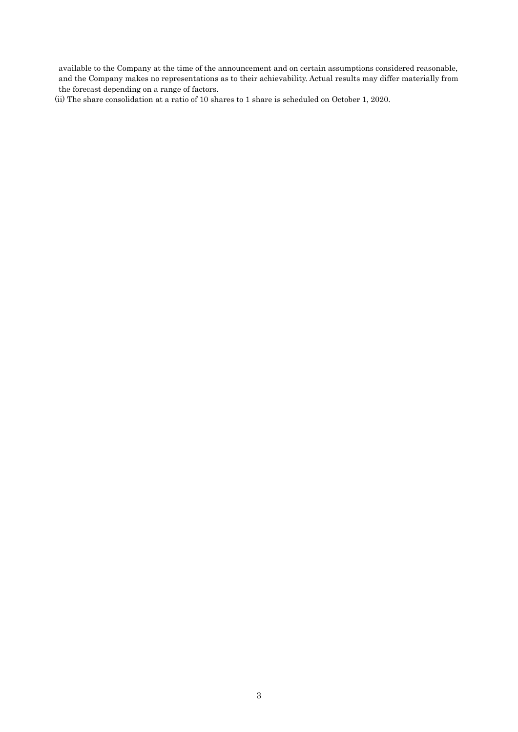available to the Company at the time of the announcement and on certain assumptions considered reasonable, and the Company makes no representations as to their achievability. Actual results may differ materially from the forecast depending on a range of factors.

(ii) The share consolidation at a ratio of 10 shares to 1 share is scheduled on October 1, 2020.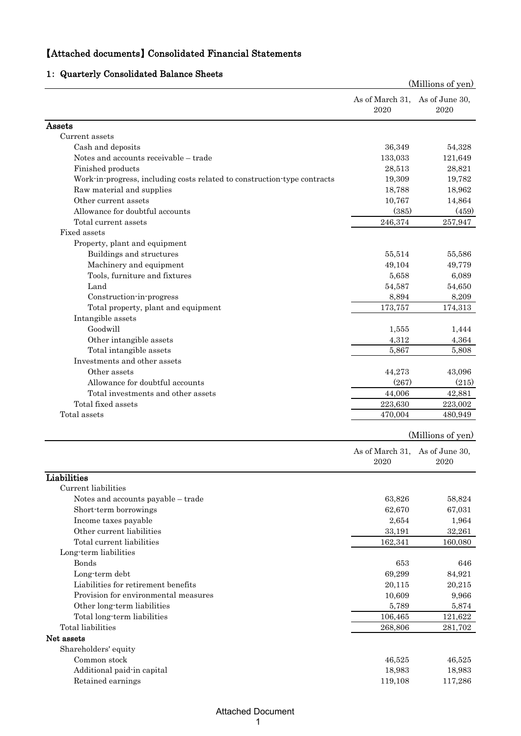# 【Attached documents】Consolidated Financial Statements

## 1: Quarterly Consolidated Balance Sheets

(Millions of yen)

| | As of March 31, 2020 | As of June 30, 2020 |
|---|---|---|
| **Assets** | | |
| Current assets | | |
| Cash and deposits | 36,349 | 54,328 |
| Notes and accounts receivable – trade | 133,033 | 121,649 |
| Finished products | 28,513 | 28,821 |
| Work-in-progress, including costs related to construction-type contracts | 19,309 | 19,782 |
| Raw material and supplies | 18,788 | 18,962 |
| Other current assets | 10,767 | 14,864 |
| Allowance for doubtful accounts | (385) | (459) |
| Total current assets | 246,374 | 257,947 |
| Fixed assets | | |
| Property, plant and equipment | | |
| Buildings and structures | 55,514 | 55,586 |
| Machinery and equipment | 49,104 | 49,779 |
| Tools, furniture and fixtures | 5,658 | 6,089 |
| Land | 54,587 | 54,650 |
| Construction-in-progress | 8,894 | 8,209 |
| Total property, plant and equipment | 173,757 | 174,313 |
| Intangible assets | | |
| Goodwill | 1,555 | 1,444 |
| Other intangible assets | 4,312 | 4,364 |
| Total intangible assets | 5,867 | 5,808 |
| Investments and other assets | | |
| Other assets | 44,273 | 43,096 |
| Allowance for doubtful accounts | (267) | (215) |
| Total investments and other assets | 44,006 | 42,881 |
| Total fixed assets | 223,630 | 223,002 |
| Total assets | 470,004 | 480,949 |

(Millions of yen)

| | As of March 31, 2020 | As of June 30, 2020 |
|---|---|---|
| **Liabilities** | | |
| Current liabilities | | |
| Notes and accounts payable – trade | 63,826 | 58,824 |
| Short-term borrowings | 62,670 | 67,031 |
| Income taxes payable | 2,654 | 1,964 |
| Other current liabilities | 33,191 | 32,261 |
| Total current liabilities | 162,341 | 160,080 |
| Long-term liabilities | | |
| Bonds | 653 | 646 |
| Long-term debt | 69,299 | 84,921 |
| Liabilities for retirement benefits | 20,115 | 20,215 |
| Provision for environmental measures | 10,609 | 9,966 |
| Other long-term liabilities | 5,789 | 5,874 |
| Total long-term liabilities | 106,465 | 121,622 |
| Total liabilities | 268,806 | 281,702 |
| **Net assets** | | |
| Shareholders' equity | | |
| Common stock | 46,525 | 46,525 |
| Additional paid-in capital | 18,983 | 18,983 |
| Retained earnings | 119,108 | 117,286 |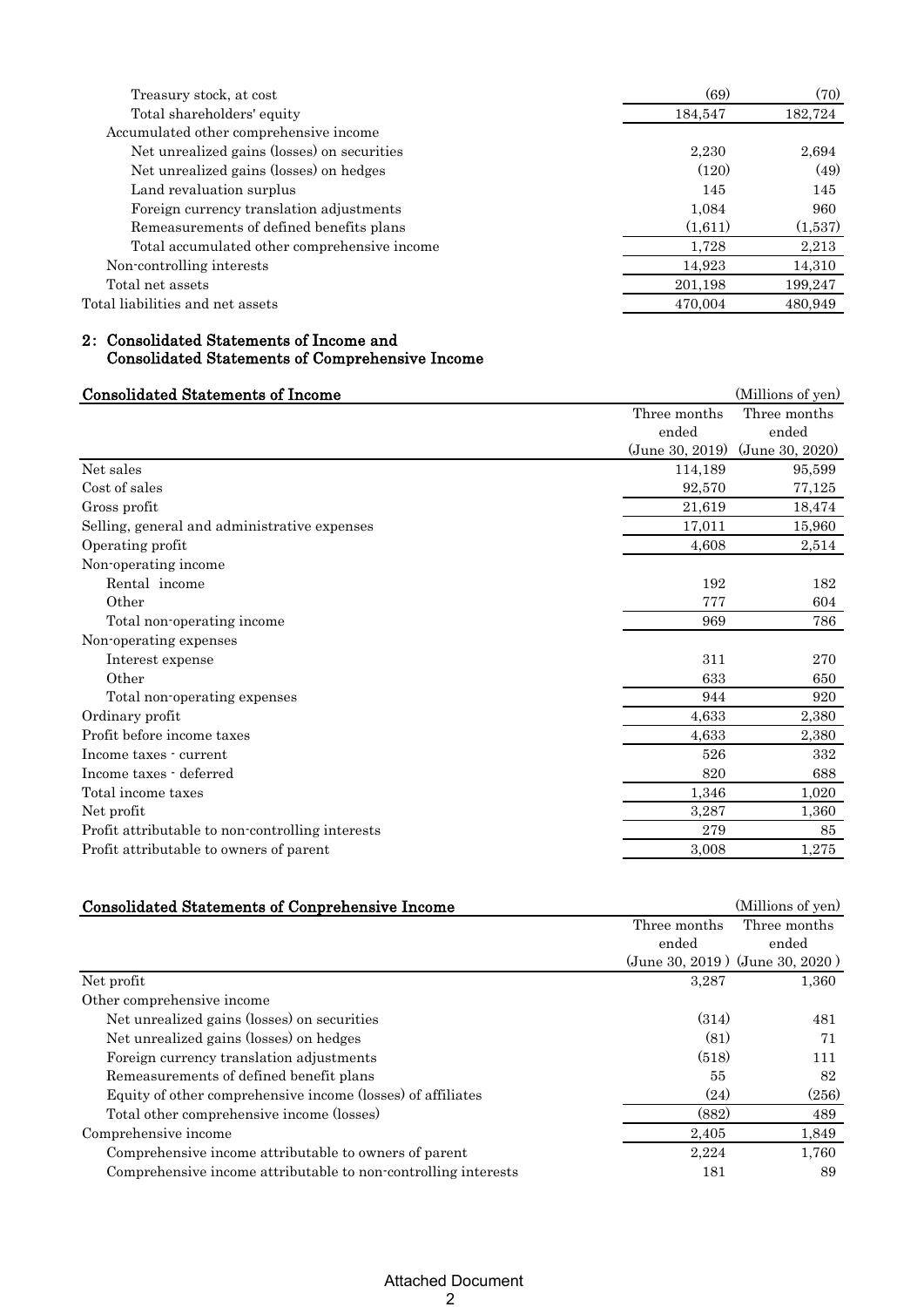| | | |
|---|---|---|
| Treasury stock, at cost | (69) | (70) |
| Total shareholders' equity | 184,547 | 182,724 |
| Accumulated other comprehensive income | | |
| Net unrealized gains (losses) on securities | 2,230 | 2,694 |
| Net unrealized gains (losses) on hedges | (120) | (49) |
| Land revaluation surplus | 145 | 145 |
| Foreign currency translation adjustments | 1,084 | 960 |
| Remeasurements of defined benefits plans | (1,611) | (1,537) |
| Total accumulated other comprehensive income | 1,728 | 2,213 |
| Non-controlling interests | 14,923 | 14,310 |
| Total net assets | 201,198 | 199,247 |
| Total liabilities and net assets | 470,004 | 480,949 |

## 2: Consolidated Statements of Income and Consolidated Statements of Comprehensive Income

### Consolidated Statements of Income

(Millions of yen)

| | Three months ended (June 30, 2019) | Three months ended (June 30, 2020) |
|---|---|---|
| Net sales | 114,189 | 95,599 |
| Cost of sales | 92,570 | 77,125 |
| Gross profit | 21,619 | 18,474 |
| Selling, general and administrative expenses | 17,011 | 15,960 |
| Operating profit | 4,608 | 2,514 |
| Non-operating income | | |
| Rental income | 192 | 182 |
| Other | 777 | 604 |
| Total non-operating income | 969 | 786 |
| Non-operating expenses | | |
| Interest expense | 311 | 270 |
| Other | 633 | 650 |
| Total non-operating expenses | 944 | 920 |
| Ordinary profit | 4,633 | 2,380 |
| Profit before income taxes | 4,633 | 2,380 |
| Income taxes - current | 526 | 332 |
| Income taxes - deferred | 820 | 688 |
| Total income taxes | 1,346 | 1,020 |
| Net profit | 3,287 | 1,360 |
| Profit attributable to non-controlling interests | 279 | 85 |
| Profit attributable to owners of parent | 3,008 | 1,275 |

### Consolidated Statements of Conprehensive Income

(Millions of yen)

| | Three months ended (June 30, 2019 ) | Three months ended (June 30, 2020 ) |
|---|---|---|
| Net profit | 3,287 | 1,360 |
| Other comprehensive income | | |
| Net unrealized gains (losses) on securities | (314) | 481 |
| Net unrealized gains (losses) on hedges | (81) | 71 |
| Foreign currency translation adjustments | (518) | 111 |
| Remeasurements of defined benefit plans | 55 | 82 |
| Equity of other comprehensive income (losses) of affiliates | (24) | (256) |
| Total other comprehensive income (losses) | (882) | 489 |
| Comprehensive income | 2,405 | 1,849 |
| Comprehensive income attributable to owners of parent | 2,224 | 1,760 |
| Comprehensive income attributable to non-controlling interests | 181 | 89 |

Attached Document